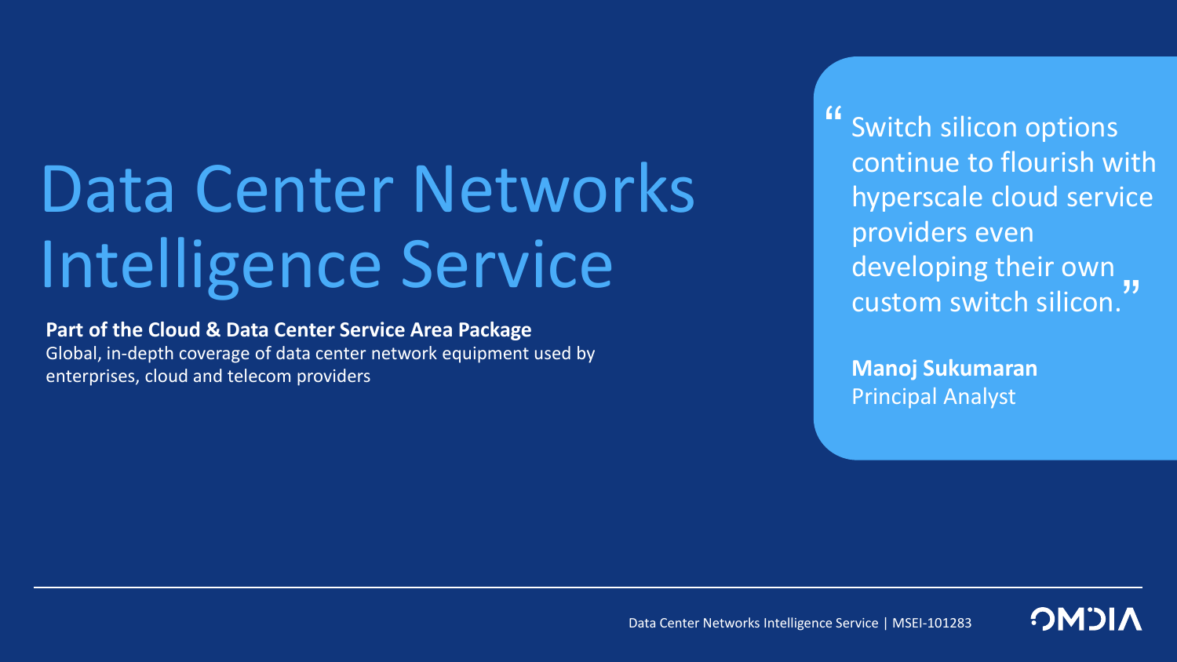# Data Center Networks Intelligence Service

**Part of the Cloud & Data Center Service Area Package**
Global, in-depth coverage of data center network equipment used by enterprises, cloud and telecom providers

> "Switch silicon options continue to flourish with hyperscale cloud service providers even developing their own custom switch silicon."
>
> **Manoj Sukumaran**
> Principal Analyst

Data Center Networks Intelligence Service | MSEI-101283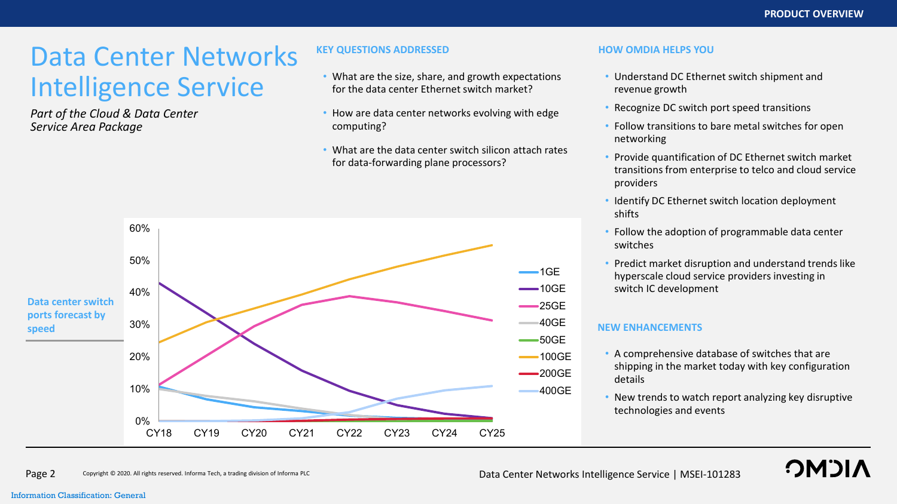# Data Center Networks Intelligence Service

*Part of the Cloud & Data Center Service Area Package*

### KEY QUESTIONS ADDRESSED

- What are the size, share, and growth expectations for the data center Ethernet switch market?
- How are data center networks evolving with edge computing?
- What are the data center switch silicon attach rates for data-forwarding plane processors?

### HOW OMDIA HELPS YOU

- Understand DC Ethernet switch shipment and revenue growth
- Recognize DC switch port speed transitions
- Follow transitions to bare metal switches for open networking
- Provide quantification of DC Ethernet switch market transitions from enterprise to telco and cloud service providers
- Identify DC Ethernet switch location deployment shifts
- Follow the adoption of programmable data center switches
- Predict market disruption and understand trends like hyperscale cloud service providers investing in switch IC development

### NEW ENHANCEMENTS

- A comprehensive database of switches that are shipping in the market today with key configuration details
- New trends to watch report analyzing key disruptive technologies and events

**Data center switch ports forecast by speed**

Chart: 0%–60% share, CY18–CY25. Series: 1GE, 10GE, 25GE, 40GE, 50GE, 100GE, 200GE, 400GE.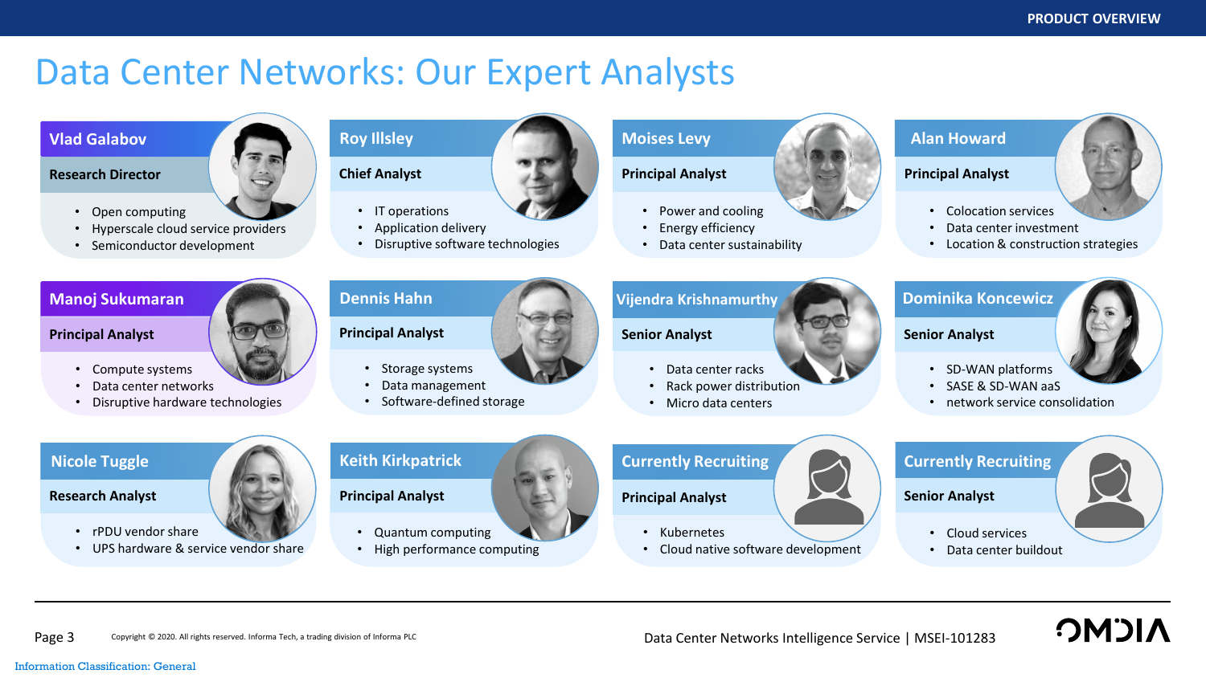# Data Center Networks: Our Expert Analysts

### Vlad Galabov
**Research Director**

- Open computing
- Hyperscale cloud service providers
- Semiconductor development

### Roy Illsley
**Chief Analyst**

- IT operations
- Application delivery
- Disruptive software technologies

### Moises Levy
**Principal Analyst**

- Power and cooling
- Energy efficiency
- Data center sustainability

### Alan Howard
**Principal Analyst**

- Colocation services
- Data center investment
- Location & construction strategies

### Manoj Sukumaran
**Principal Analyst**

- Compute systems
- Data center networks
- Disruptive hardware technologies

### Dennis Hahn
**Principal Analyst**

- Storage systems
- Data management
- Software-defined storage

### Vijendra Krishnamurthy
**Senior Analyst**

- Data center racks
- Rack power distribution
- Micro data centers

### Dominika Koncewicz
**Senior Analyst**

- SD-WAN platforms
- SASE & SD-WAN aaS
- network service consolidation

### Nicole Tuggle
**Research Analyst**

- rPDU vendor share
- UPS hardware & service vendor share

### Keith Kirkpatrick
**Principal Analyst**

- Quantum computing
- High performance computing

### Currently Recruiting
**Principal Analyst**

- Kubernetes
- Cloud native software development

### Currently Recruiting
**Senior Analyst**

- Cloud services
- Data center buildout

Copyright © 2020. All rights reserved. Informa Tech, a trading division of Informa PLC

Data Center Networks Intelligence Service | MSEI-101283

Information Classification: General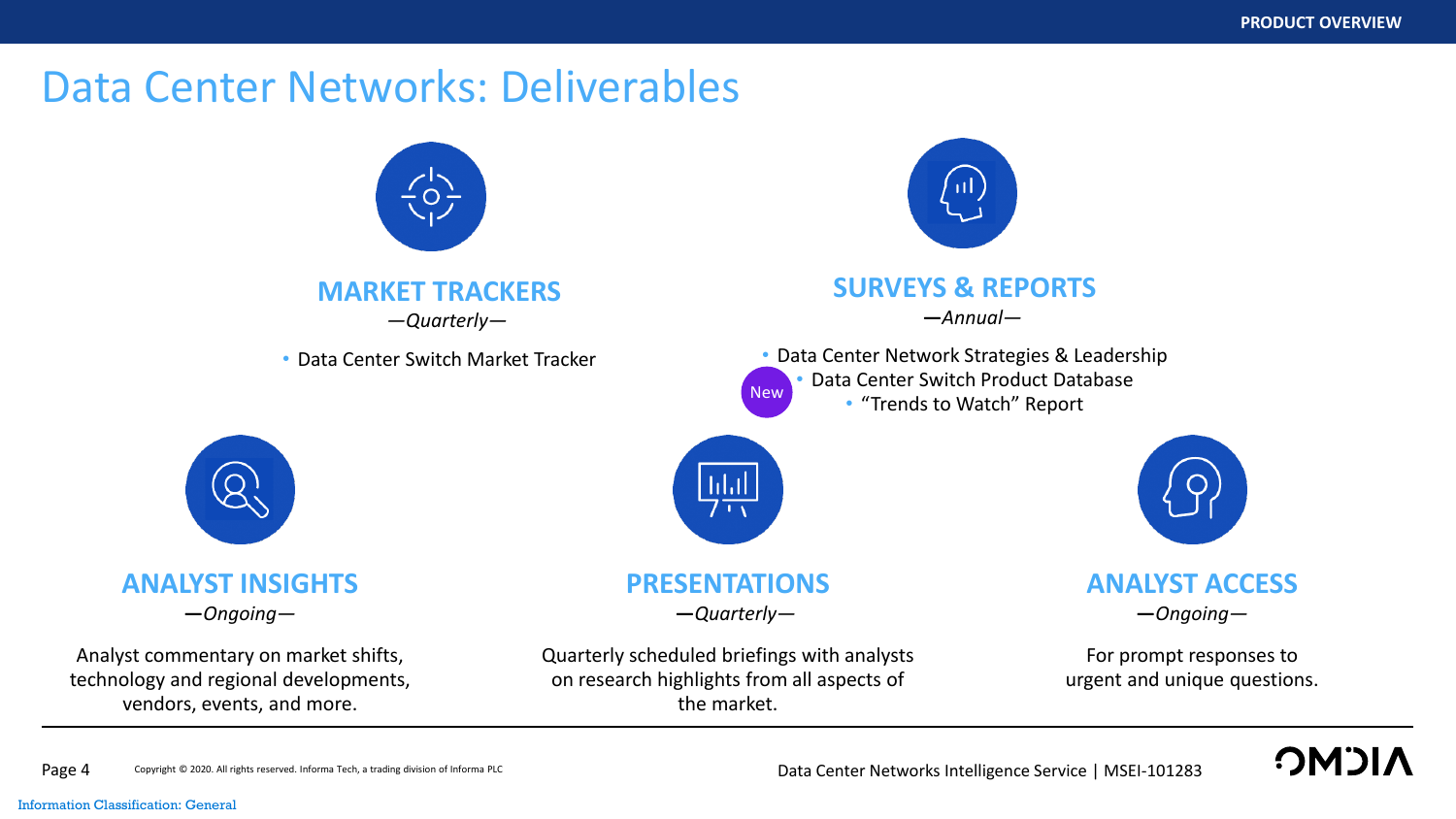# Data Center Networks: Deliverables

## MARKET TRACKERS

*—Quarterly—*

- Data Center Switch Market Tracker

## SURVEYS & REPORTS

*—Annual—*

- Data Center Network Strategies & Leadership
- New: Data Center Switch Product Database
- "Trends to Watch" Report

## ANALYST INSIGHTS

*—Ongoing—*

Analyst commentary on market shifts, technology and regional developments, vendors, events, and more.

## PRESENTATIONS

*—Quarterly—*

Quarterly scheduled briefings with analysts on research highlights from all aspects of the market.

## ANALYST ACCESS

*—Ongoing—*

For prompt responses to urgent and unique questions.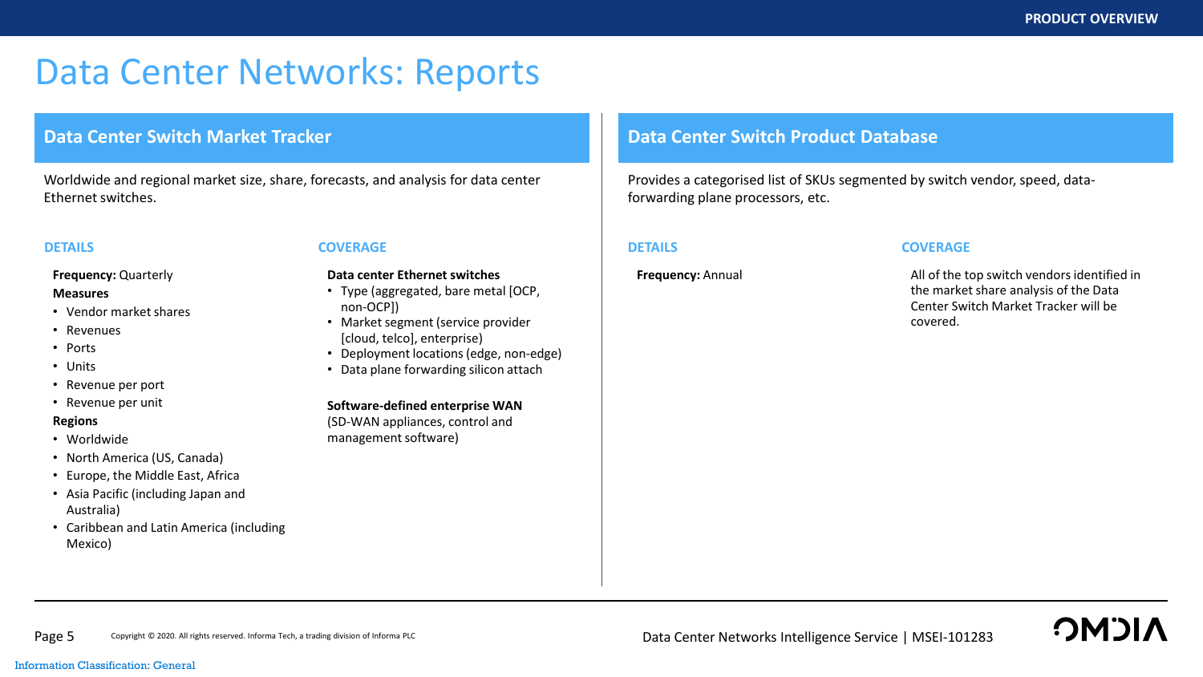# Data Center Networks: Reports

## Data Center Switch Market Tracker

Worldwide and regional market size, share, forecasts, and analysis for data center Ethernet switches.

### DETAILS

**Frequency:** Quarterly

**Measures**

- Vendor market shares
- Revenues
- Ports
- Units
- Revenue per port
- Revenue per unit

**Regions**

- Worldwide
- North America (US, Canada)
- Europe, the Middle East, Africa
- Asia Pacific (including Japan and Australia)
- Caribbean and Latin America (including Mexico)

### COVERAGE

**Data center Ethernet switches**

- Type (aggregated, bare metal [OCP, non-OCP])
- Market segment (service provider [cloud, telco], enterprise)
- Deployment locations (edge, non-edge)
- Data plane forwarding silicon attach

**Software-defined enterprise WAN**

(SD-WAN appliances, control and management software)

## Data Center Switch Product Database

Provides a categorised list of SKUs segmented by switch vendor, speed, data-forwarding plane processors, etc.

### DETAILS

**Frequency:** Annual

### COVERAGE

All of the top switch vendors identified in the market share analysis of the Data Center Switch Market Tracker will be covered.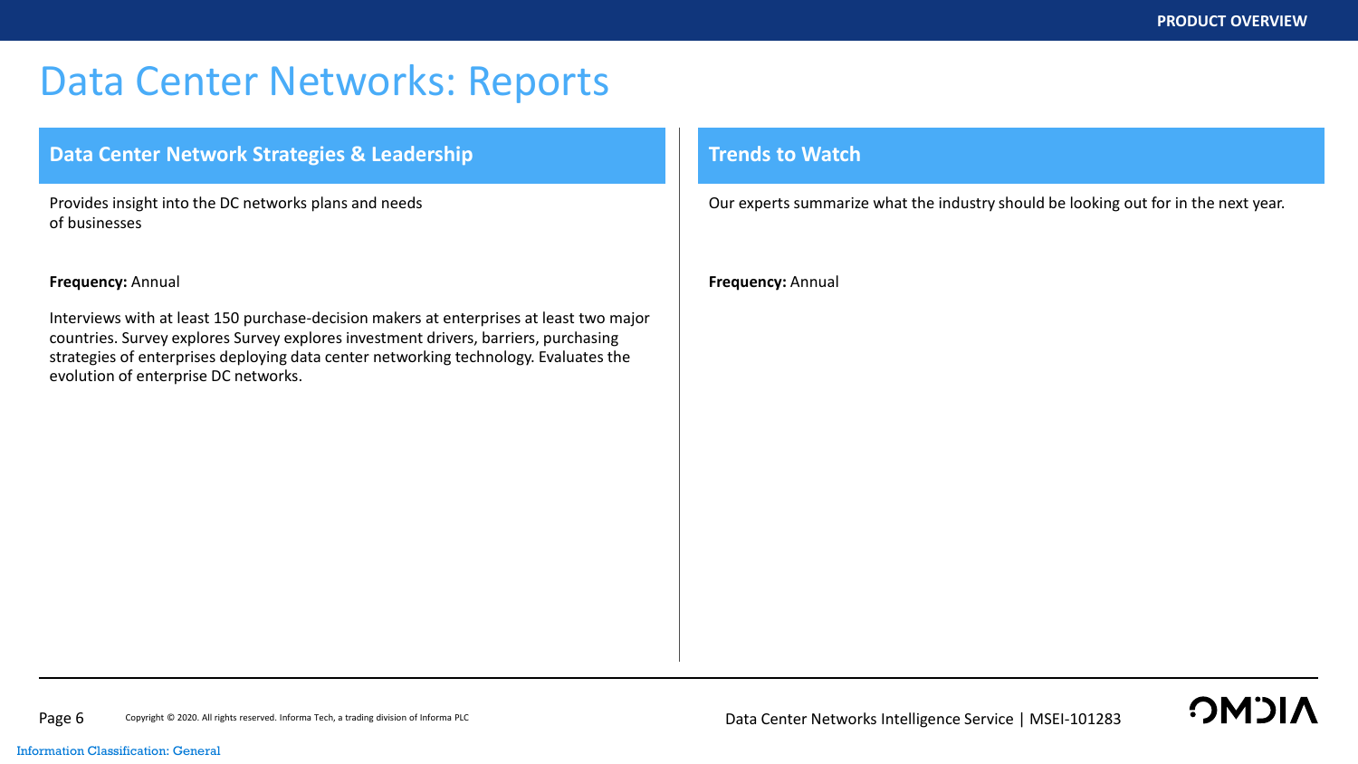# Data Center Networks: Reports

## Data Center Network Strategies & Leadership

Provides insight into the DC networks plans and needs of businesses

**Frequency:** Annual

Interviews with at least 150 purchase-decision makers at enterprises at least two major countries. Survey explores Survey explores investment drivers, barriers, purchasing strategies of enterprises deploying data center networking technology. Evaluates the evolution of enterprise DC networks.

## Trends to Watch

Our experts summarize what the industry should be looking out for in the next year.

**Frequency:** Annual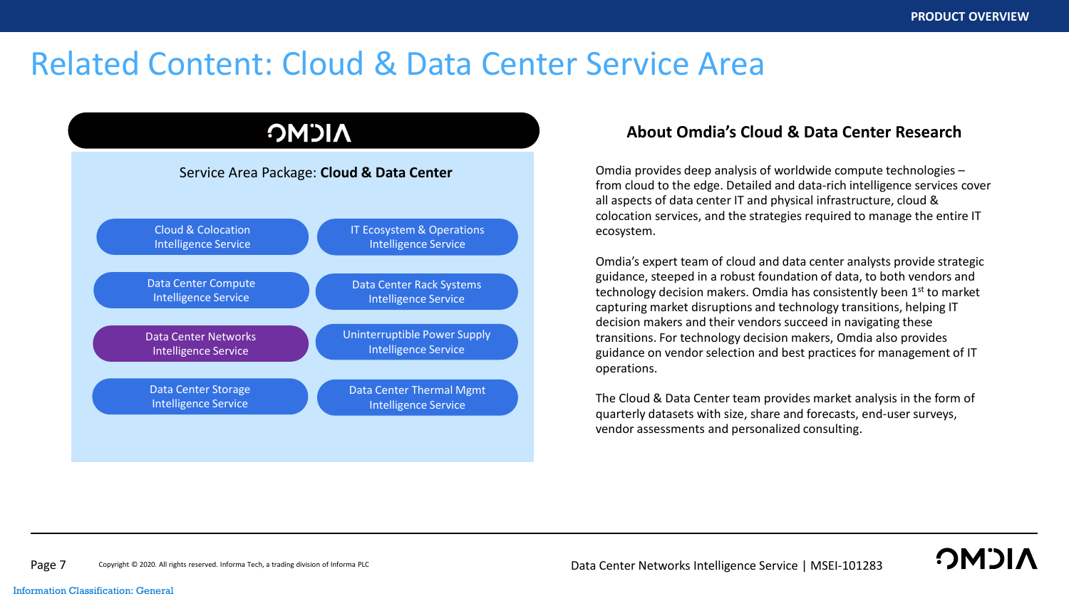# Related Content: Cloud & Data Center Service Area

OMDIA

Service Area Package: **Cloud & Data Center**

- Cloud & Colocation Intelligence Service
- IT Ecosystem & Operations Intelligence Service
- Data Center Compute Intelligence Service
- Data Center Rack Systems Intelligence Service
- Data Center Networks Intelligence Service
- Uninterruptible Power Supply Intelligence Service
- Data Center Storage Intelligence Service
- Data Center Thermal Mgmt Intelligence Service

## About Omdia's Cloud & Data Center Research

Omdia provides deep analysis of worldwide compute technologies – from cloud to the edge. Detailed and data-rich intelligence services cover all aspects of data center IT and physical infrastructure, cloud & colocation services, and the strategies required to manage the entire IT ecosystem.

Omdia's expert team of cloud and data center analysts provide strategic guidance, steeped in a robust foundation of data, to both vendors and technology decision makers. Omdia has consistently been 1st to market capturing market disruptions and technology transitions, helping IT decision makers and their vendors succeed in navigating these transitions. For technology decision makers, Omdia also provides guidance on vendor selection and best practices for management of IT operations.

The Cloud & Data Center team provides market analysis in the form of quarterly datasets with size, share and forecasts, end-user surveys, vendor assessments and personalized consulting.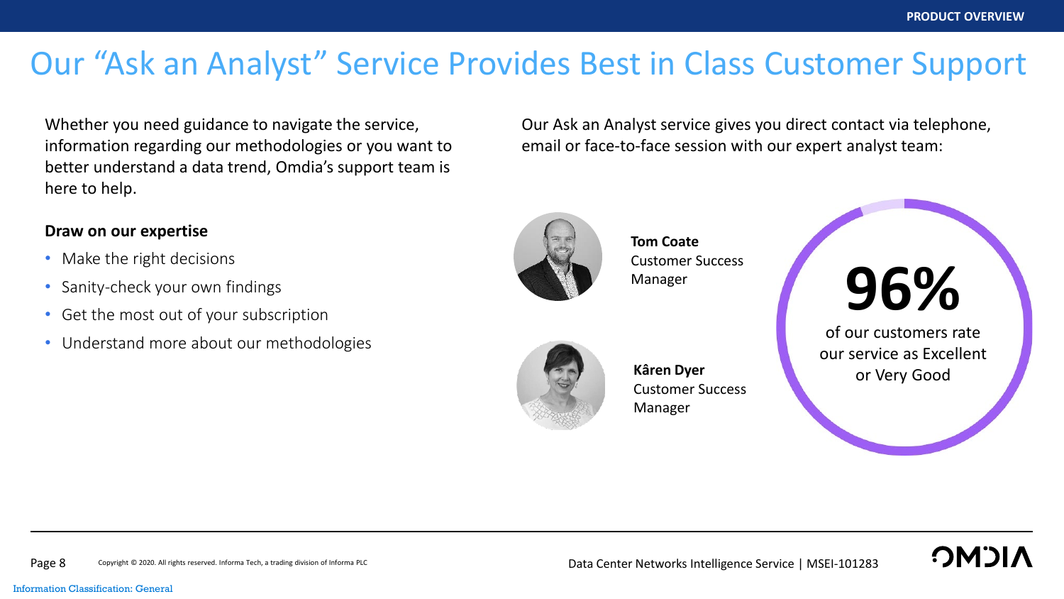# Our "Ask an Analyst" Service Provides Best in Class Customer Support

Whether you need guidance to navigate the service, information regarding our methodologies or you want to better understand a data trend, Omdia's support team is here to help.

**Draw on our expertise**

- Make the right decisions
- Sanity-check your own findings
- Get the most out of your subscription
- Understand more about our methodologies

Our Ask an Analyst service gives you direct contact via telephone, email or face-to-face session with our expert analyst team:

**Tom Coate**
Customer Success Manager

**Kâren Dyer**
Customer Success Manager

**96%**

of our customers rate our service as Excellent or Very Good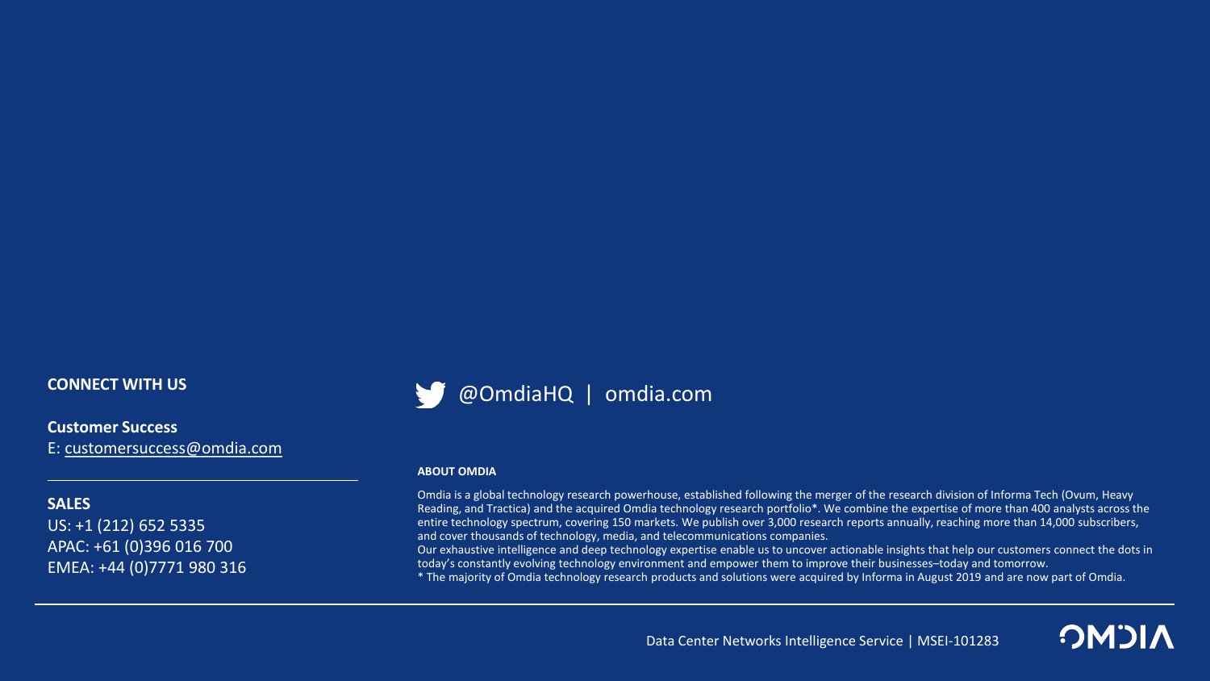**CONNECT WITH US**

**Customer Success**
E: customersuccess@omdia.com

**SALES**
US: +1 (212) 652 5335
APAC: +61 (0)396 016 700
EMEA: +44 (0)7771 980 316

@OmdiaHQ | omdia.com

**ABOUT OMDIA**

Omdia is a global technology research powerhouse, established following the merger of the research division of Informa Tech (Ovum, Heavy Reading, and Tractica) and the acquired Omdia technology research portfolio*. We combine the expertise of more than 400 analysts across the entire technology spectrum, covering 150 markets. We publish over 3,000 research reports annually, reaching more than 14,000 subscribers, and cover thousands of technology, media, and telecommunications companies.
Our exhaustive intelligence and deep technology expertise enable us to uncover actionable insights that help our customers connect the dots in today's constantly evolving technology environment and empower them to improve their businesses–today and tomorrow.
* The majority of Omdia technology research products and solutions were acquired by Informa in August 2019 and are now part of Omdia.